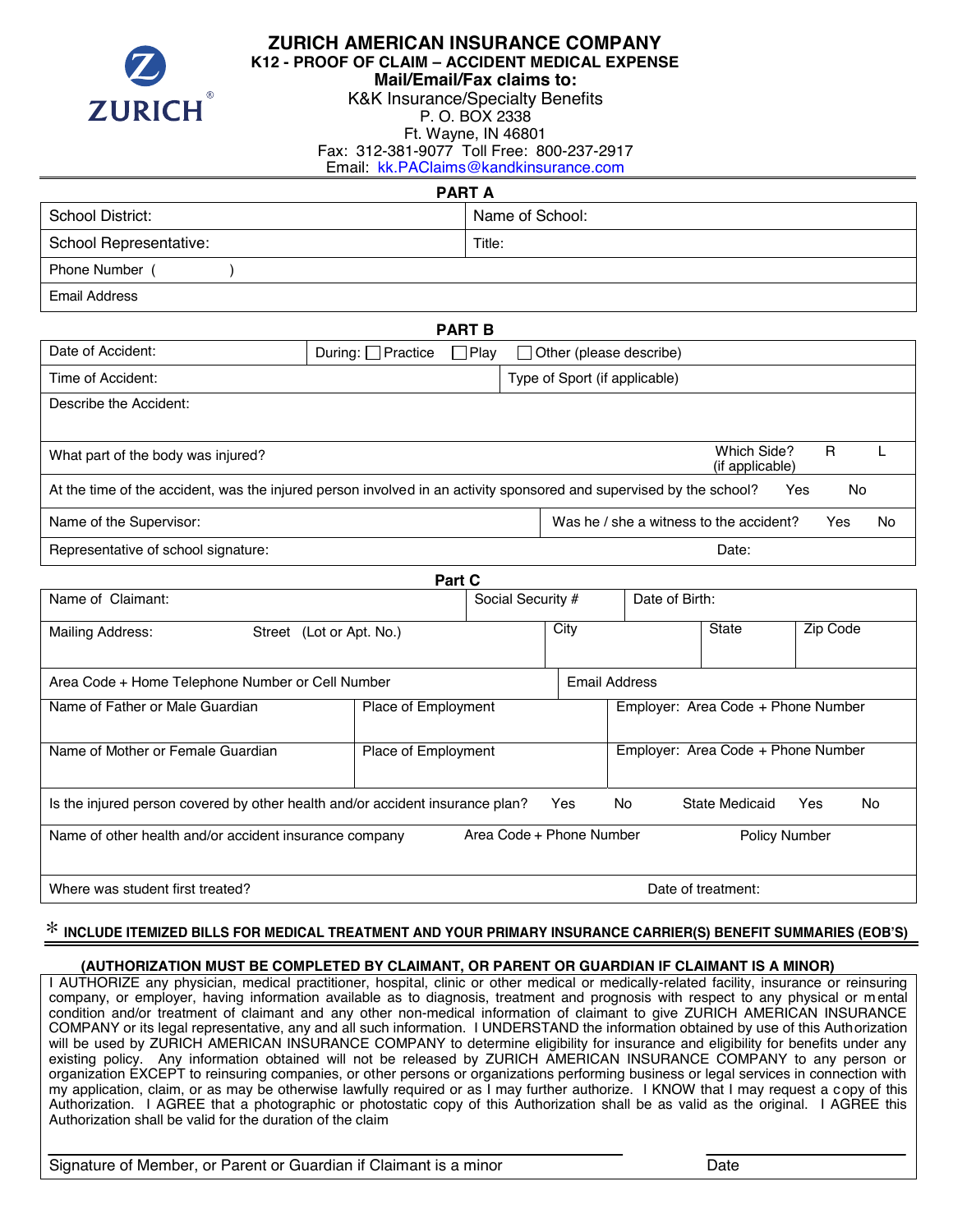# ZURICH AMERICAN INSURANCE COMPANY

**K12 - PROOF OF CLAIM – ACCIDENT MEDICAL EXPENSE**

**Mail/Email/Fax claims to:**

K&K Insurance/Specialty Benefits
P. O. BOX 2338
Ft. Wayne, IN 46801
Fax: 312-381-9077 Toll Free: 800-237-2917
Email: kk.PAClaims@kandkinsurance.com

## PART A

| School District: | Name of School: |
|---|---|
| School Representative: | Title: |
| Phone Number ( ) | |
| Email Address | |

## PART B

| Date of Accident: | During: ☐ Practice ☐ Play ☐ Other (please describe) |
|---|---|
| Time of Accident: | Type of Sport (if applicable) |
| Describe the Accident: | |
| What part of the body was injured? | Which Side? (if applicable) R L |
| At the time of the accident, was the injured person involved in an activity sponsored and supervised by the school? | Yes No |
| Name of the Supervisor: | Was he / she a witness to the accident? Yes No |
| Representative of school signature: | Date: |

## Part C

| Name of Claimant: | Social Security # | Date of Birth: | |
|---|---|---|---|
| Mailing Address: Street (Lot or Apt. No.) | City | State | Zip Code |
| Area Code + Home Telephone Number or Cell Number | Email Address | | |
| Name of Father or Male Guardian | Place of Employment | Employer: Area Code + Phone Number | |
| Name of Mother or Female Guardian | Place of Employment | Employer: Area Code + Phone Number | |
| Is the injured person covered by other health and/or accident insurance plan? Yes No | State Medicaid Yes No | | |
| Name of other health and/or accident insurance company | Area Code + Phone Number | Policy Number | |
| Where was student first treated? | Date of treatment: | | |

\* **INCLUDE ITEMIZED BILLS FOR MEDICAL TREATMENT AND YOUR PRIMARY INSURANCE CARRIER(S) BENEFIT SUMMARIES (EOB'S)**

**(AUTHORIZATION MUST BE COMPLETED BY CLAIMANT, OR PARENT OR GUARDIAN IF CLAIMANT IS A MINOR)**

I AUTHORIZE any physician, medical practitioner, hospital, clinic or other medical or medically-related facility, insurance or reinsuring company, or employer, having information available as to diagnosis, treatment and prognosis with respect to any physical or mental condition and/or treatment of claimant and any other non-medical information of claimant to give ZURICH AMERICAN INSURANCE COMPANY or its legal representative, any and all such information. I UNDERSTAND the information obtained by use of this Authorization will be used by ZURICH AMERICAN INSURANCE COMPANY to determine eligibility for insurance and eligibility for benefits under any existing policy. Any information obtained will not be released by ZURICH AMERICAN INSURANCE COMPANY to any person or organization EXCEPT to reinsuring companies, or other persons or organizations performing business or legal services in connection with my application, claim, or as may be otherwise lawfully required or as I may further authorize. I KNOW that I may request a copy of this Authorization. I AGREE that a photographic or photostatic copy of this Authorization shall be as valid as the original. I AGREE this Authorization shall be valid for the duration of the claim

Signature of Member, or Parent or Guardian if Claimant is a minor ____________________ Date ____________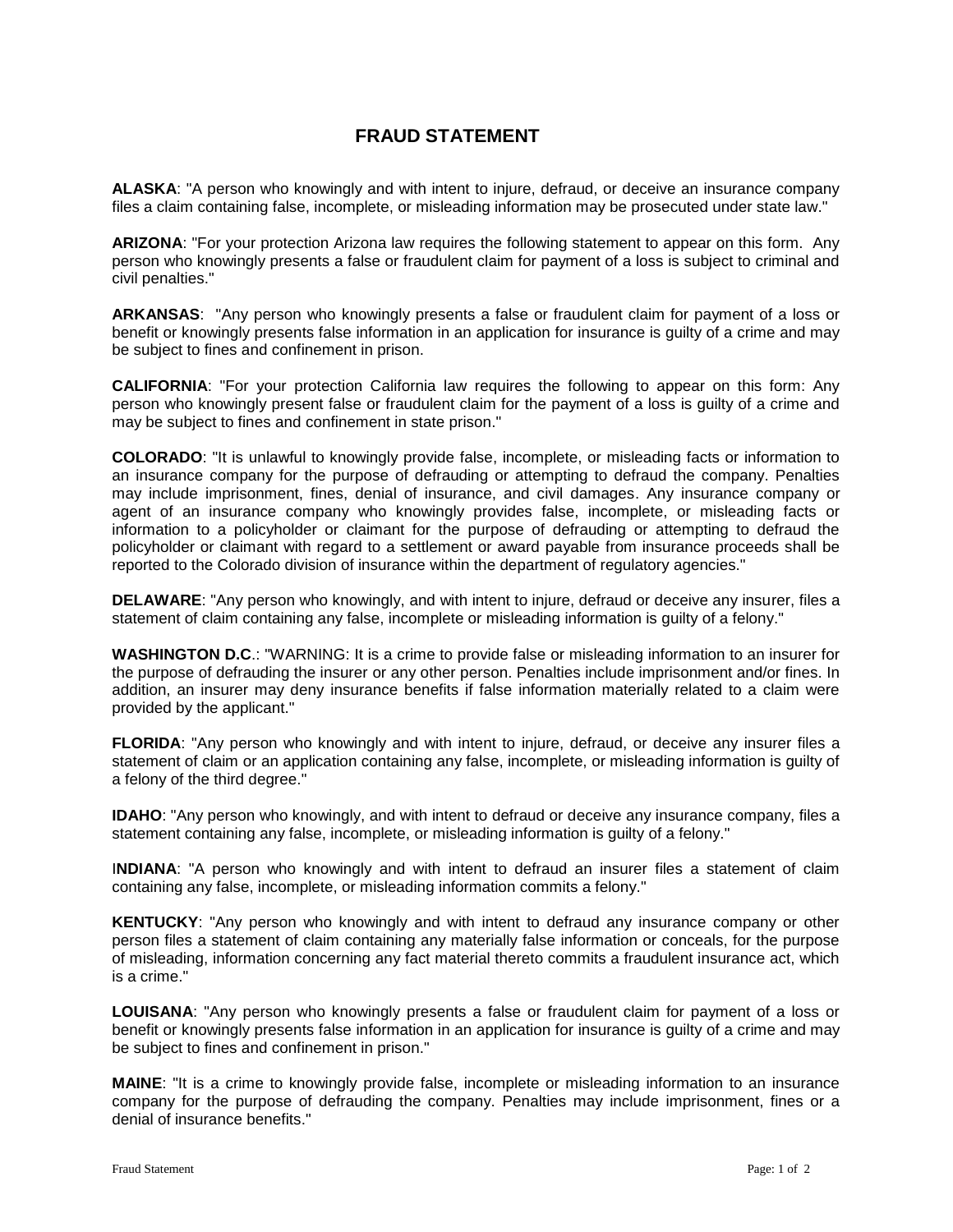# FRAUD STATEMENT

**ALASKA**: "A person who knowingly and with intent to injure, defraud, or deceive an insurance company files a claim containing false, incomplete, or misleading information may be prosecuted under state law."

**ARIZONA**: "For your protection Arizona law requires the following statement to appear on this form. Any person who knowingly presents a false or fraudulent claim for payment of a loss is subject to criminal and civil penalties."

**ARKANSAS**: "Any person who knowingly presents a false or fraudulent claim for payment of a loss or benefit or knowingly presents false information in an application for insurance is guilty of a crime and may be subject to fines and confinement in prison.

**CALIFORNIA**: "For your protection California law requires the following to appear on this form: Any person who knowingly present false or fraudulent claim for the payment of a loss is guilty of a crime and may be subject to fines and confinement in state prison."

**COLORADO**: "It is unlawful to knowingly provide false, incomplete, or misleading facts or information to an insurance company for the purpose of defrauding or attempting to defraud the company. Penalties may include imprisonment, fines, denial of insurance, and civil damages. Any insurance company or agent of an insurance company who knowingly provides false, incomplete, or misleading facts or information to a policyholder or claimant for the purpose of defrauding or attempting to defraud the policyholder or claimant with regard to a settlement or award payable from insurance proceeds shall be reported to the Colorado division of insurance within the department of regulatory agencies."

**DELAWARE**: "Any person who knowingly, and with intent to injure, defraud or deceive any insurer, files a statement of claim containing any false, incomplete or misleading information is guilty of a felony."

**WASHINGTON D.C**.: "WARNING: It is a crime to provide false or misleading information to an insurer for the purpose of defrauding the insurer or any other person. Penalties include imprisonment and/or fines. In addition, an insurer may deny insurance benefits if false information materially related to a claim were provided by the applicant."

**FLORIDA**: "Any person who knowingly and with intent to injure, defraud, or deceive any insurer files a statement of claim or an application containing any false, incomplete, or misleading information is guilty of a felony of the third degree."

**IDAHO**: "Any person who knowingly, and with intent to defraud or deceive any insurance company, files a statement containing any false, incomplete, or misleading information is guilty of a felony."

**INDIANA**: "A person who knowingly and with intent to defraud an insurer files a statement of claim containing any false, incomplete, or misleading information commits a felony."

**KENTUCKY**: "Any person who knowingly and with intent to defraud any insurance company or other person files a statement of claim containing any materially false information or conceals, for the purpose of misleading, information concerning any fact material thereto commits a fraudulent insurance act, which is a crime."

**LOUISANA**: "Any person who knowingly presents a false or fraudulent claim for payment of a loss or benefit or knowingly presents false information in an application for insurance is guilty of a crime and may be subject to fines and confinement in prison."

**MAINE**: "It is a crime to knowingly provide false, incomplete or misleading information to an insurance company for the purpose of defrauding the company. Penalties may include imprisonment, fines or a denial of insurance benefits."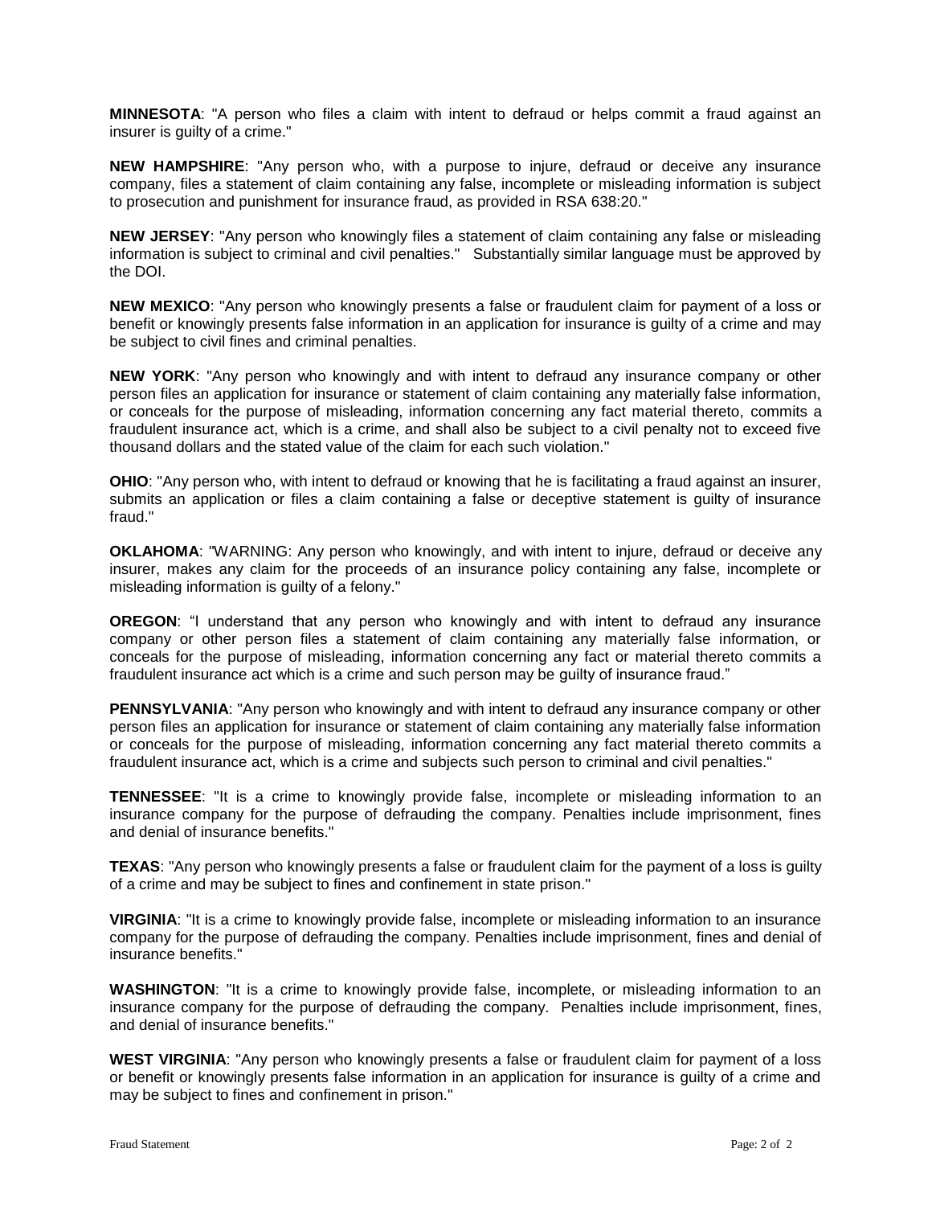**MINNESOTA**: "A person who files a claim with intent to defraud or helps commit a fraud against an insurer is guilty of a crime."

**NEW HAMPSHIRE**: "Any person who, with a purpose to injure, defraud or deceive any insurance company, files a statement of claim containing any false, incomplete or misleading information is subject to prosecution and punishment for insurance fraud, as provided in RSA 638:20."

**NEW JERSEY**: "Any person who knowingly files a statement of claim containing any false or misleading information is subject to criminal and civil penalties." Substantially similar language must be approved by the DOI.

**NEW MEXICO**: "Any person who knowingly presents a false or fraudulent claim for payment of a loss or benefit or knowingly presents false information in an application for insurance is guilty of a crime and may be subject to civil fines and criminal penalties.

**NEW YORK**: "Any person who knowingly and with intent to defraud any insurance company or other person files an application for insurance or statement of claim containing any materially false information, or conceals for the purpose of misleading, information concerning any fact material thereto, commits a fraudulent insurance act, which is a crime, and shall also be subject to a civil penalty not to exceed five thousand dollars and the stated value of the claim for each such violation."

**OHIO**: "Any person who, with intent to defraud or knowing that he is facilitating a fraud against an insurer, submits an application or files a claim containing a false or deceptive statement is guilty of insurance fraud."

**OKLAHOMA**: "WARNING: Any person who knowingly, and with intent to injure, defraud or deceive any insurer, makes any claim for the proceeds of an insurance policy containing any false, incomplete or misleading information is guilty of a felony."

**OREGON**: "I understand that any person who knowingly and with intent to defraud any insurance company or other person files a statement of claim containing any materially false information, or conceals for the purpose of misleading, information concerning any fact or material thereto commits a fraudulent insurance act which is a crime and such person may be guilty of insurance fraud."

**PENNSYLVANIA**: "Any person who knowingly and with intent to defraud any insurance company or other person files an application for insurance or statement of claim containing any materially false information or conceals for the purpose of misleading, information concerning any fact material thereto commits a fraudulent insurance act, which is a crime and subjects such person to criminal and civil penalties."

**TENNESSEE**: "It is a crime to knowingly provide false, incomplete or misleading information to an insurance company for the purpose of defrauding the company. Penalties include imprisonment, fines and denial of insurance benefits."

**TEXAS**: "Any person who knowingly presents a false or fraudulent claim for the payment of a loss is guilty of a crime and may be subject to fines and confinement in state prison."

**VIRGINIA**: "It is a crime to knowingly provide false, incomplete or misleading information to an insurance company for the purpose of defrauding the company. Penalties include imprisonment, fines and denial of insurance benefits."

**WASHINGTON**: "It is a crime to knowingly provide false, incomplete, or misleading information to an insurance company for the purpose of defrauding the company. Penalties include imprisonment, fines, and denial of insurance benefits."

**WEST VIRGINIA**: "Any person who knowingly presents a false or fraudulent claim for payment of a loss or benefit or knowingly presents false information in an application for insurance is guilty of a crime and may be subject to fines and confinement in prison."